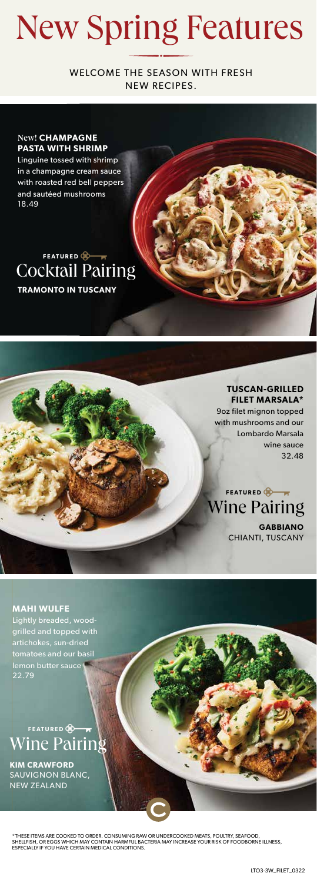# New Spring Features

WELCOME THE SEASON WITH FRESH NEW RECIPES.

New! **CHAMPAGNE PASTA WITH SHRIMP**
Linguine tossed with shrimp in a champagne cream sauce with roasted red bell peppers and sautéed mushrooms
18.49

FEATURED
## Cocktail Pairing
**TRAMONTO IN TUSCANY**

**TUSCAN-GRILLED FILET MARSALA***
9oz filet mignon topped with mushrooms and our Lombardo Marsala wine sauce
32.48

FEATURED
## Wine Pairing
**GABBIANO**
CHIANTI, TUSCANY

**MAHI WULFE**
Lightly breaded, wood-grilled and topped with artichokes, sun-dried tomatoes and our basil lemon butter sauce
22.79

FEATURED
## Wine Pairing
**KIM CRAWFORD**
SAUVIGNON BLANC, NEW ZEALAND

*THESE ITEMS ARE COOKED TO ORDER. CONSUMING RAW OR UNDERCOOKED MEATS, POULTRY, SEAFOOD, SHELLFISH, OR EGGS WHICH MAY CONTAIN HARMFUL BACTERIA MAY INCREASE YOUR RISK OF FOODBORNE ILLNESS, ESPECIALLY IF YOU HAVE CERTAIN MEDICAL CONDITIONS.

LTO3-3W_FILET_0322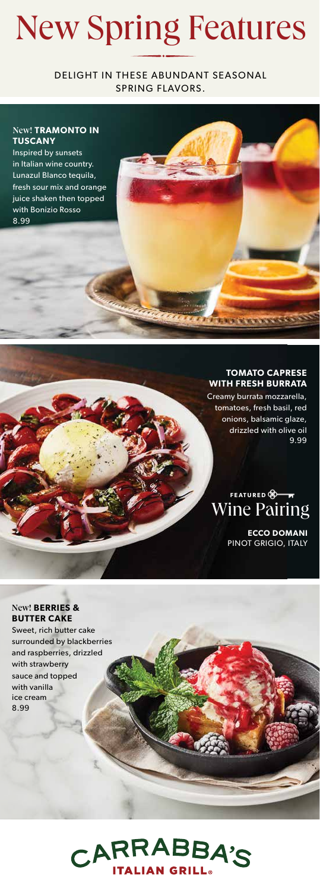# New Spring Features

DELIGHT IN THESE ABUNDANT SEASONAL SPRING FLAVORS.

**New! TRAMONTO IN TUSCANY**

Inspired by sunsets in Italian wine country. Lunazul Blanco tequila, fresh sour mix and orange juice shaken then topped with Bonizio Rosso

8.99

**TOMATO CAPRESE WITH FRESH BURRATA**

Creamy burrata mozzarella, tomatoes, fresh basil, red onions, balsamic glaze, drizzled with olive oil

9.99

FEATURED

## Wine Pairing

**ECCO DOMANI**
PINOT GRIGIO, ITALY

**New! BERRIES & BUTTER CAKE**

Sweet, rich butter cake surrounded by blackberries and raspberries, drizzled with strawberry sauce and topped with vanilla ice cream

8.99

CARRABBA'S ITALIAN GRILL®